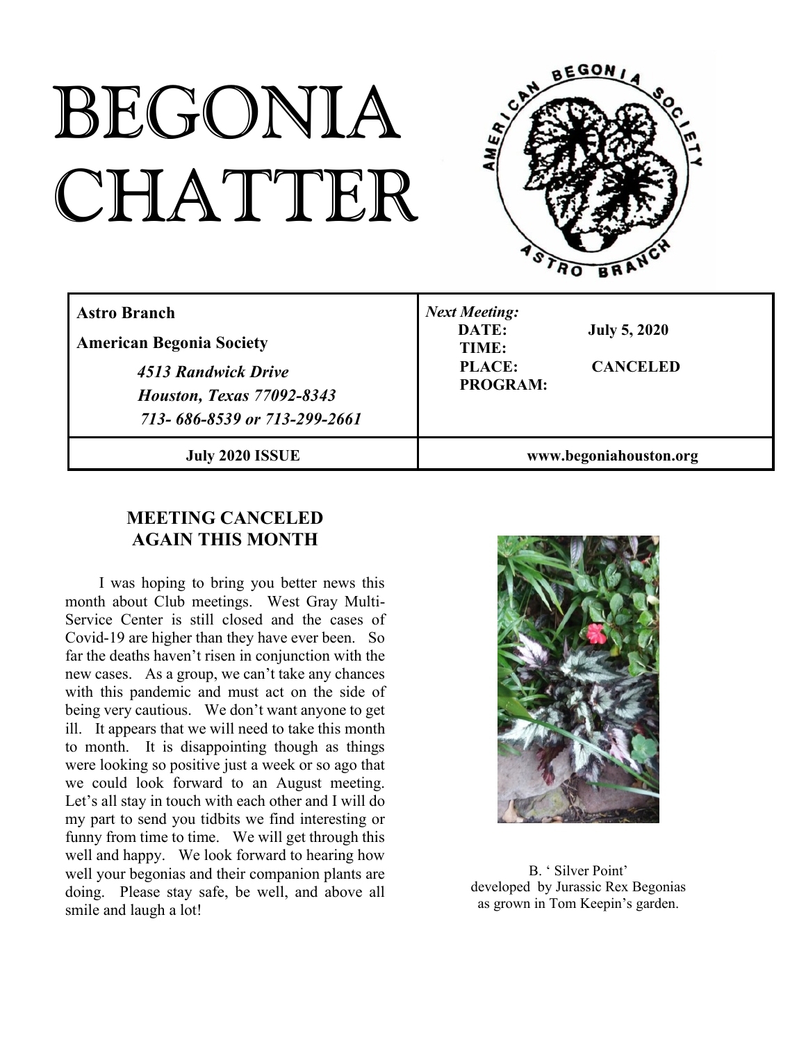# BEGONIA CHATTER

| **Astro Branch**<br>**American Begonia Society**<br>*4513 Randwick Drive*<br>*Houston, Texas 77092-8343*<br>*713- 686-8539 or 713-299-2661* | ***Next Meeting:***<br>**DATE:** **July 5, 2020**<br>**TIME:**<br>**PLACE:** **CANCELED**<br>**PROGRAM:** |
|---|---|
| **July 2020 ISSUE** | **www.begoniahouston.org** |

## MEETING CANCELED AGAIN THIS MONTH

I was hoping to bring you better news this month about Club meetings. West Gray Multi-Service Center is still closed and the cases of Covid-19 are higher than they have ever been. So far the deaths haven't risen in conjunction with the new cases. As a group, we can't take any chances with this pandemic and must act on the side of being very cautious. We don't want anyone to get ill. It appears that we will need to take this month to month. It is disappointing though as things were looking so positive just a week or so ago that we could look forward to an August meeting. Let's all stay in touch with each other and I will do my part to send you tidbits we find interesting or funny from time to time. We will get through this well and happy. We look forward to hearing how well your begonias and their companion plants are doing. Please stay safe, be well, and above all smile and laugh a lot!

B. ' Silver Point' developed by Jurassic Rex Begonias as grown in Tom Keepin's garden.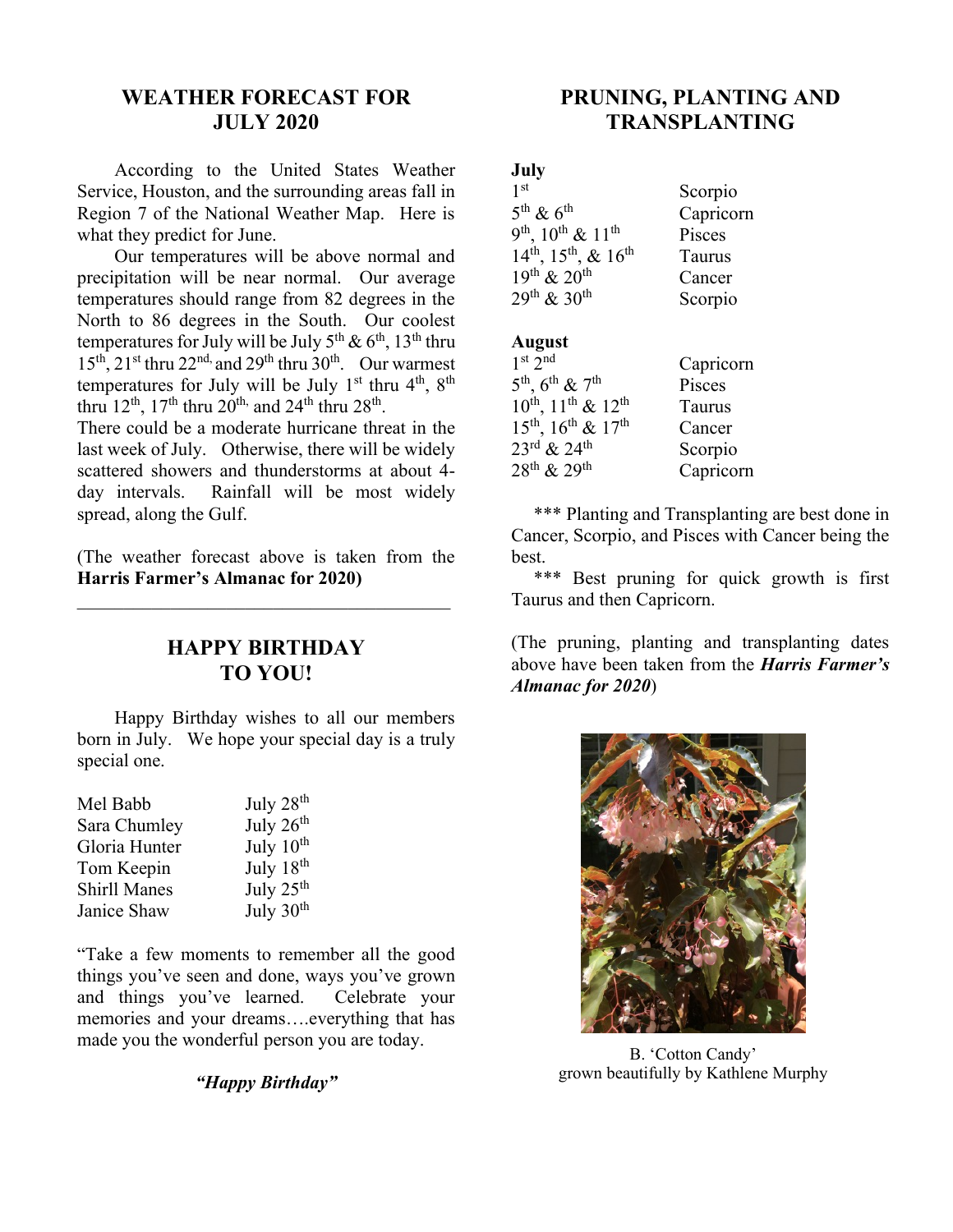## WEATHER FORECAST FOR JULY 2020

According to the United States Weather Service, Houston, and the surrounding areas fall in Region 7 of the National Weather Map. Here is what they predict for June.

Our temperatures will be above normal and precipitation will be near normal. Our average temperatures should range from 82 degrees in the North to 86 degrees in the South. Our coolest temperatures for July will be July 5th & 6th, 13th thru 15th, 21st thru 22nd, and 29th thru 30th. Our warmest temperatures for July will be July 1st thru 4th, 8th thru 12th, 17th thru 20th, and 24th thru 28th.

There could be a moderate hurricane threat in the last week of July. Otherwise, there will be widely scattered showers and thunderstorms at about 4-day intervals. Rainfall will be most widely spread, along the Gulf.

(The weather forecast above is taken from the **Harris Farmer's Almanac for 2020)**

---

## HAPPY BIRTHDAY TO YOU!

Happy Birthday wishes to all our members born in July. We hope your special day is a truly special one.

| | |
|---|---|
| Mel Babb | July 28th |
| Sara Chumley | July 26th |
| Gloria Hunter | July 10th |
| Tom Keepin | July 18th |
| Shirll Manes | July 25th |
| Janice Shaw | July 30th |

"Take a few moments to remember all the good things you've seen and done, ways you've grown and things you've learned. Celebrate your memories and your dreams….everything that has made you the wonderful person you are today.

***"Happy Birthday"***

## PRUNING, PLANTING AND TRANSPLANTING

**July**

| | |
|---|---|
| 1st | Scorpio |
| 5th & 6th | Capricorn |
| 9th, 10th & 11th | Pisces |
| 14th, 15th, & 16th | Taurus |
| 19th & 20th | Cancer |
| 29th & 30th | Scorpio |

**August**

| | |
|---|---|
| 1st 2nd | Capricorn |
| 5th, 6th & 7th | Pisces |
| 10th, 11th & 12th | Taurus |
| 15th, 16th & 17th | Cancer |
| 23rd & 24th | Scorpio |
| 28th & 29th | Capricorn |

*** Planting and Transplanting are best done in Cancer, Scorpio, and Pisces with Cancer being the best.

*** Best pruning for quick growth is first Taurus and then Capricorn.

(The pruning, planting and transplanting dates above have been taken from the ***Harris Farmer's Almanac for 2020***)

B. 'Cotton Candy'
grown beautifully by Kathlene Murphy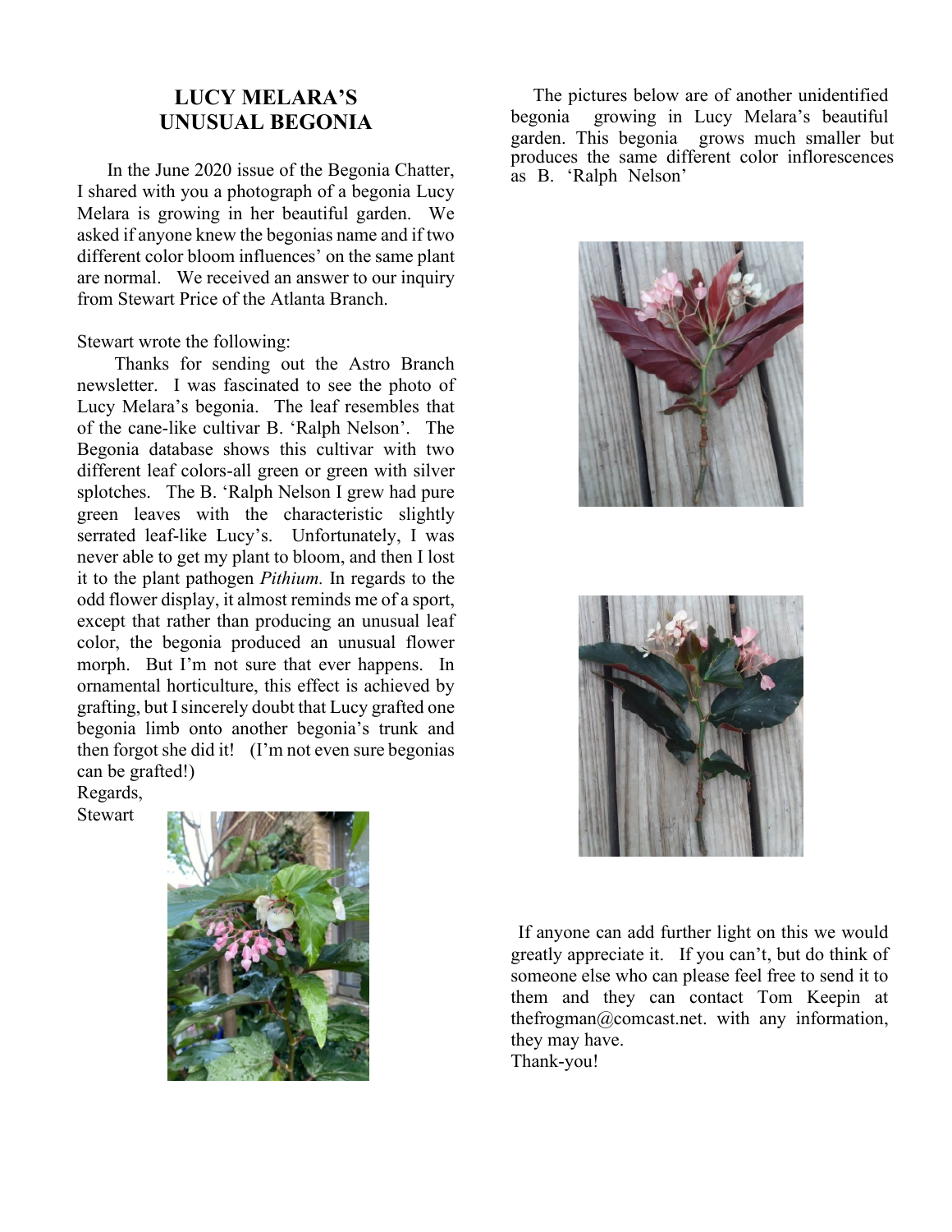## LUCY MELARA'S UNUSUAL BEGONIA

In the June 2020 issue of the Begonia Chatter, I shared with you a photograph of a begonia Lucy Melara is growing in her beautiful garden. We asked if anyone knew the begonias name and if two different color bloom influences' on the same plant are normal. We received an answer to our inquiry from Stewart Price of the Atlanta Branch.

Stewart wrote the following:

Thanks for sending out the Astro Branch newsletter. I was fascinated to see the photo of Lucy Melara's begonia. The leaf resembles that of the cane-like cultivar B. 'Ralph Nelson'. The Begonia database shows this cultivar with two different leaf colors-all green or green with silver splotches. The B. 'Ralph Nelson I grew had pure green leaves with the characteristic slightly serrated leaf-like Lucy's. Unfortunately, I was never able to get my plant to bloom, and then I lost it to the plant pathogen *Pithium.* In regards to the odd flower display, it almost reminds me of a sport, except that rather than producing an unusual leaf color, the begonia produced an unusual flower morph. But I'm not sure that ever happens. In ornamental horticulture, this effect is achieved by grafting, but I sincerely doubt that Lucy grafted one begonia limb onto another begonia's trunk and then forgot she did it! (I'm not even sure begonias can be grafted!)

Regards,
Stewart

The pictures below are of another unidentified begonia growing in Lucy Melara's beautiful garden. This begonia grows much smaller but produces the same different color inflorescences as B. 'Ralph Nelson'

If anyone can add further light on this we would greatly appreciate it. If you can't, but do think of someone else who can please feel free to send it to them and they can contact Tom Keepin at thefrogman@comcast.net. with any information, they may have.

Thank-you!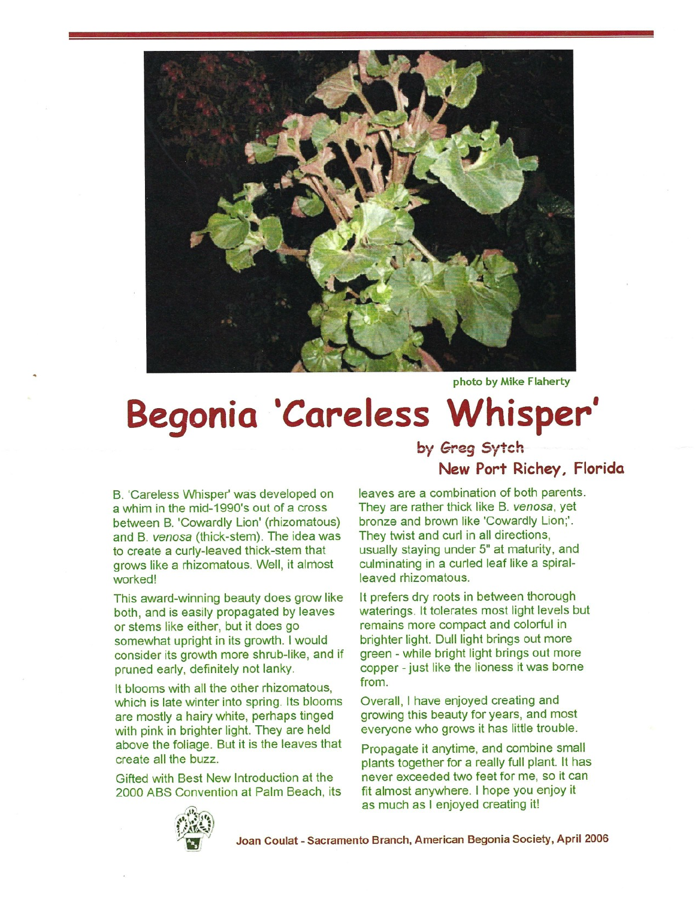photo by Mike Flaherty

# Begonia 'Careless Whisper'

**by Greg Sytch**
**New Port Richey, Florida**

B. 'Careless Whisper' was developed on a whim in the mid-1990's out of a cross between B. 'Cowardly Lion' (rhizomatous) and B. *venosa* (thick-stem). The idea was to create a curly-leaved thick-stem that grows like a rhizomatous. Well, it almost worked!

This award-winning beauty does grow like both, and is easily propagated by leaves or stems like either, but it does go somewhat upright in its growth. I would consider its growth more shrub-like, and if pruned early, definitely not lanky.

It blooms with all the other rhizomatous, which is late winter into spring. Its blooms are mostly a hairy white, perhaps tinged with pink in brighter light. They are held above the foliage. But it is the leaves that create all the buzz.

Gifted with Best New Introduction at the 2000 ABS Convention at Palm Beach, its leaves are a combination of both parents. They are rather thick like B. *venosa*, yet bronze and brown like 'Cowardly Lion;'. They twist and curl in all directions, usually staying under 5" at maturity, and culminating in a curled leaf like a spiral-leaved rhizomatous.

It prefers dry roots in between thorough waterings. It tolerates most light levels but remains more compact and colorful in brighter light. Dull light brings out more green - while bright light brings out more copper - just like the lioness it was borne from.

Overall, I have enjoyed creating and growing this beauty for years, and most everyone who grows it has little trouble.

Propagate it anytime, and combine small plants together for a really full plant. It has never exceeded two feet for me, so it can fit almost anywhere. I hope you enjoy it as much as I enjoyed creating it!

Joan Coulat - Sacramento Branch, American Begonia Society, April 2006